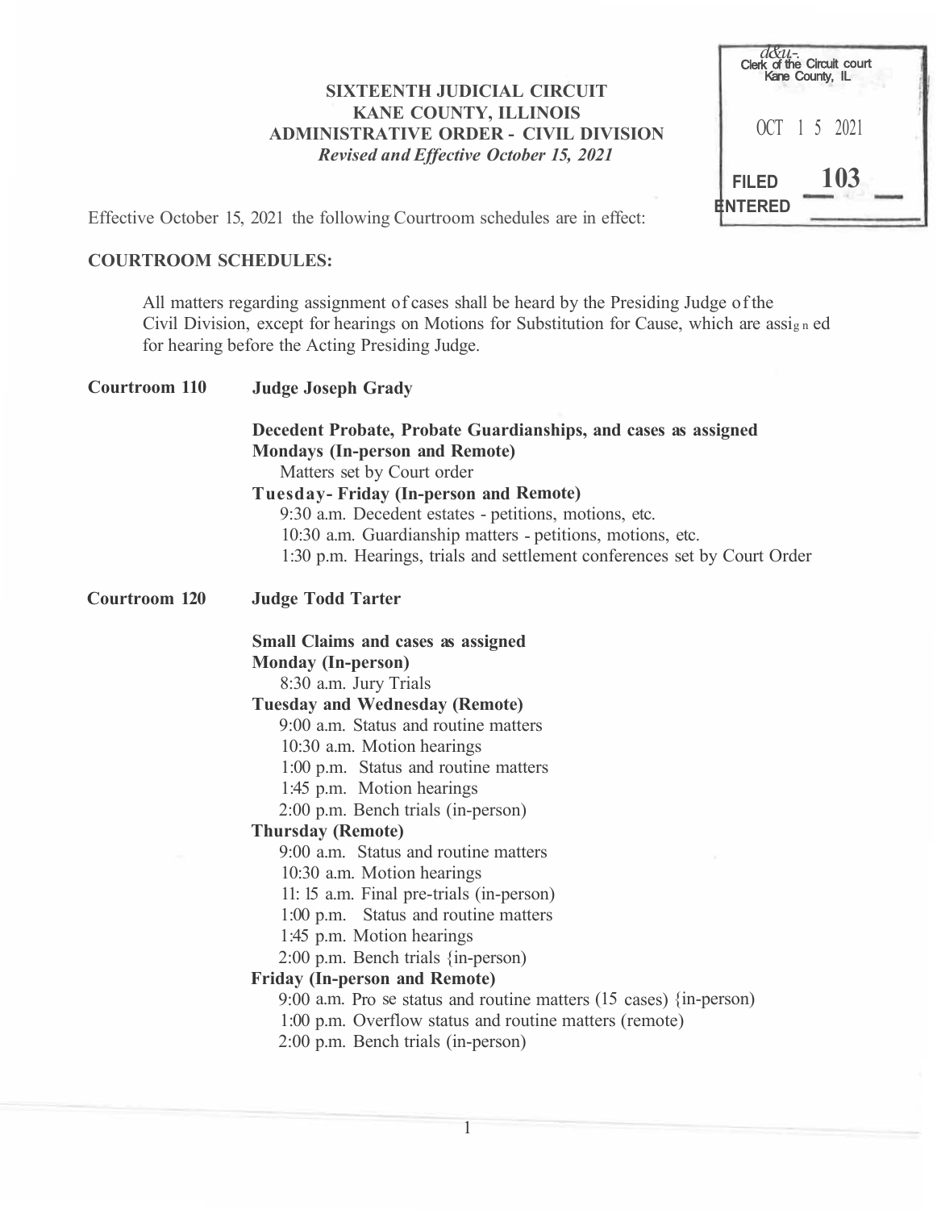**SIXTEENTH JUDICIAL CIRCUIT**
**KANE COUNTY, ILLINOIS**
**ADMINISTRATIVE ORDER - CIVIL DIVISION**
***Revised and Effective October 15, 2021***

Clerk of the Circuit court
Kane County, IL

OCT 1 5 2021

FILED 103
ENTERED

Effective October 15, 2021 the following Courtroom schedules are in effect:

**COURTROOM SCHEDULES:**

All matters regarding assignment of cases shall be heard by the Presiding Judge of the Civil Division, except for hearings on Motions for Substitution for Cause, which are assigned for hearing before the Acting Presiding Judge.

**Courtroom 110** **Judge Joseph Grady**

**Decedent Probate, Probate Guardianships, and cases as assigned**

**Mondays (In-person and Remote)**

Matters set by Court order

**Tuesday- Friday (In-person and Remote)**

9:30 a.m. Decedent estates - petitions, motions, etc.
10:30 a.m. Guardianship matters - petitions, motions, etc.
1:30 p.m. Hearings, trials and settlement conferences set by Court Order

**Courtroom 120** **Judge Todd Tarter**

**Small Claims and cases as assigned**

**Monday (In-person)**

8:30 a.m. Jury Trials

**Tuesday and Wednesday (Remote)**

9:00 a.m. Status and routine matters
10:30 a.m. Motion hearings
1:00 p.m. Status and routine matters
1:45 p.m. Motion hearings
2:00 p.m. Bench trials (in-person)

**Thursday (Remote)**

9:00 a.m. Status and routine matters
10:30 a.m. Motion hearings
11:15 a.m. Final pre-trials (in-person)
1:00 p.m. Status and routine matters
1:45 p.m. Motion hearings
2:00 p.m. Bench trials {in-person)

**Friday (In-person and Remote)**

9:00 a.m. Pro se status and routine matters (15 cases) {in-person)
1:00 p.m. Overflow status and routine matters (remote)
2:00 p.m. Bench trials (in-person)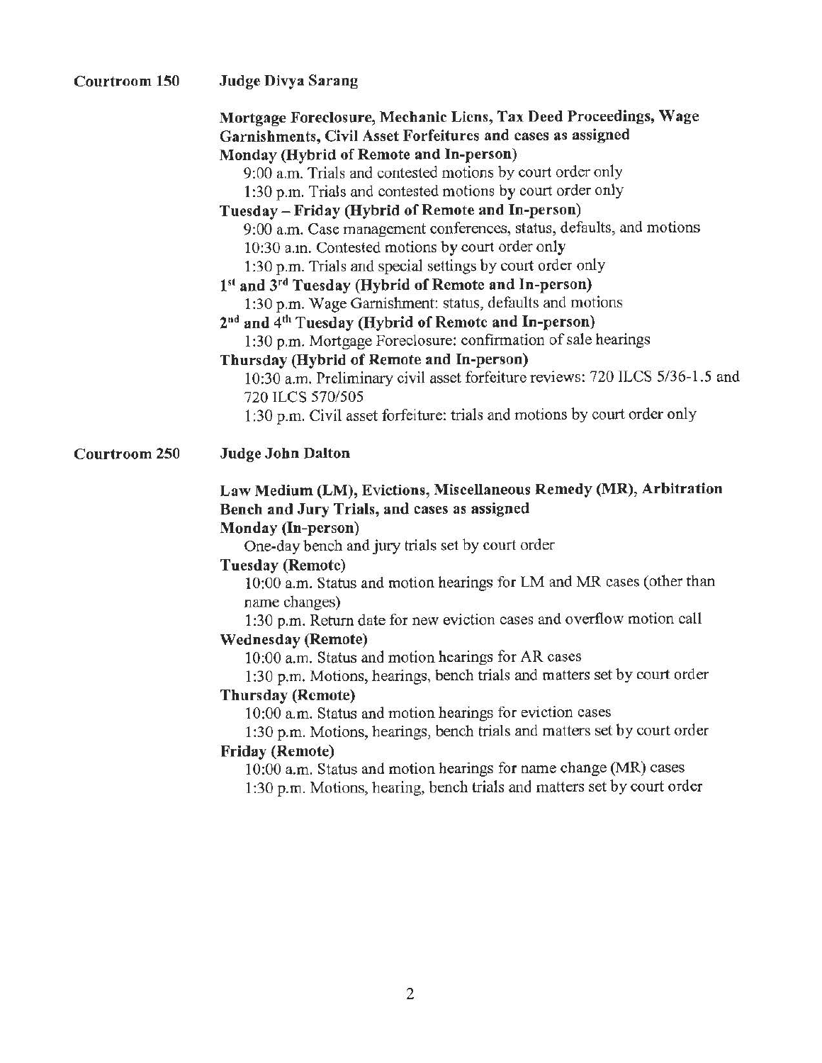**Courtroom 150** **Judge Divya Sarang**

**Mortgage Foreclosure, Mechanic Liens, Tax Deed Proceedings, Wage Garnishments, Civil Asset Forfeitures and cases as assigned**

**Monday (Hybrid of Remote and In-person)**

- 9:00 a.m. Trials and contested motions by court order only
- 1:30 p.m. Trials and contested motions by court order only

**Tuesday – Friday (Hybrid of Remote and In-person)**

- 9:00 a.m. Case management conferences, status, defaults, and motions
- 10:30 a.m. Contested motions by court order only
- 1:30 p.m. Trials and special settings by court order only

**1st and 3rd Tuesday (Hybrid of Remote and In-person)**

- 1:30 p.m. Wage Garnishment: status, defaults and motions

**2nd and 4th Tuesday (Hybrid of Remote and In-person)**

- 1:30 p.m. Mortgage Foreclosure: confirmation of sale hearings

**Thursday (Hybrid of Remote and In-person)**

- 10:30 a.m. Preliminary civil asset forfeiture reviews: 720 ILCS 5/36-1.5 and 720 ILCS 570/505
- 1:30 p.m. Civil asset forfeiture: trials and motions by court order only

**Courtroom 250** **Judge John Dalton**

**Law Medium (LM), Evictions, Miscellaneous Remedy (MR), Arbitration Bench and Jury Trials, and cases as assigned**

**Monday (In-person)**

- One-day bench and jury trials set by court order

**Tuesday (Remote)**

- 10:00 a.m. Status and motion hearings for LM and MR cases (other than name changes)
- 1:30 p.m. Return date for new eviction cases and overflow motion call

**Wednesday (Remote)**

- 10:00 a.m. Status and motion hearings for AR cases
- 1:30 p.m. Motions, hearings, bench trials and matters set by court order

**Thursday (Remote)**

- 10:00 a.m. Status and motion hearings for eviction cases
- 1:30 p.m. Motions, hearings, bench trials and matters set by court order

**Friday (Remote)**

- 10:00 a.m. Status and motion hearings for name change (MR) cases
- 1:30 p.m. Motions, hearing, bench trials and matters set by court order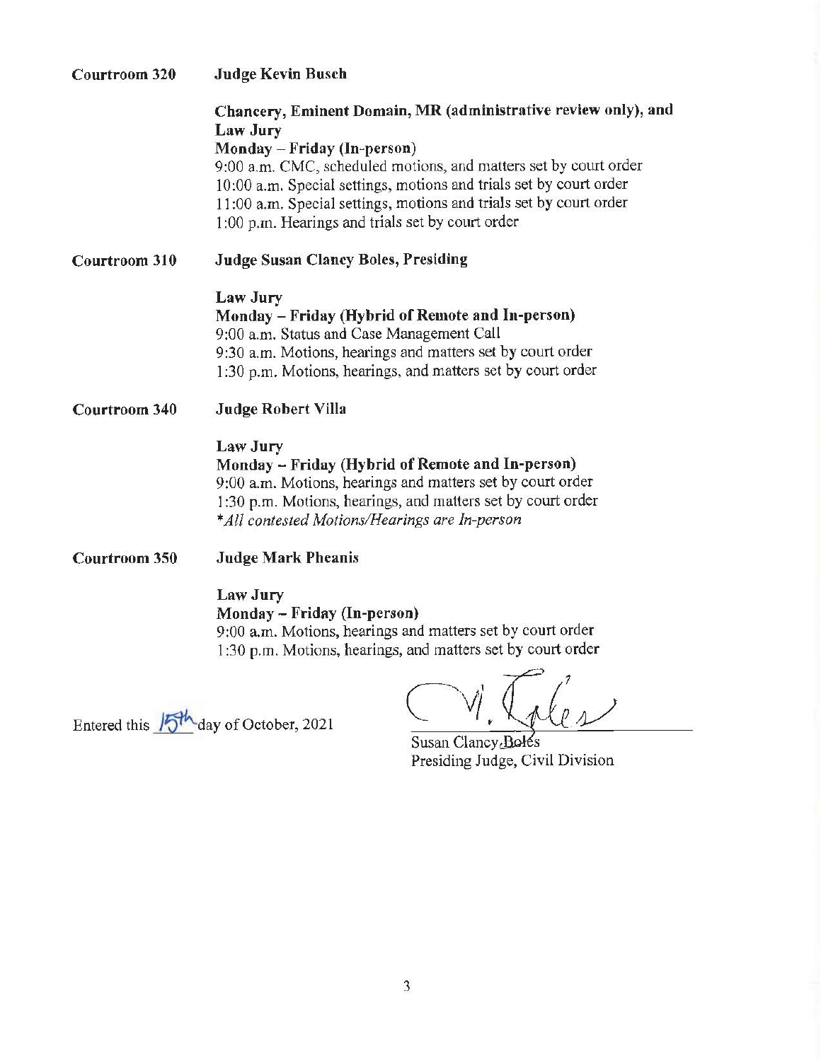**Courtroom 320** **Judge Kevin Busch**

**Chancery, Eminent Domain, MR (administrative review only), and Law Jury**
**Monday – Friday (In-person)**
9:00 a.m. CMC, scheduled motions, and matters set by court order
10:00 a.m. Special settings, motions and trials set by court order
11:00 a.m. Special settings, motions and trials set by court order
1:00 p.m. Hearings and trials set by court order

**Courtroom 310** **Judge Susan Clancy Boles, Presiding**

**Law Jury**
**Monday – Friday (Hybrid of Remote and In-person)**
9:00 a.m. Status and Case Management Call
9:30 a.m. Motions, hearings and matters set by court order
1:30 p.m. Motions, hearings, and matters set by court order

**Courtroom 340** **Judge Robert Villa**

**Law Jury**
**Monday – Friday (Hybrid of Remote and In-person)**
9:00 a.m. Motions, hearings and matters set by court order
1:30 p.m. Motions, hearings, and matters set by court order
*\*All contested Motions/Hearings are In-person*

**Courtroom 350** **Judge Mark Pheanis**

**Law Jury**
**Monday – Friday (In-person)**
9:00 a.m. Motions, hearings and matters set by court order
1:30 p.m. Motions, hearings, and matters set by court order

Entered this 15th day of October, 2021

Susan Clancy Boles
Presiding Judge, Civil Division